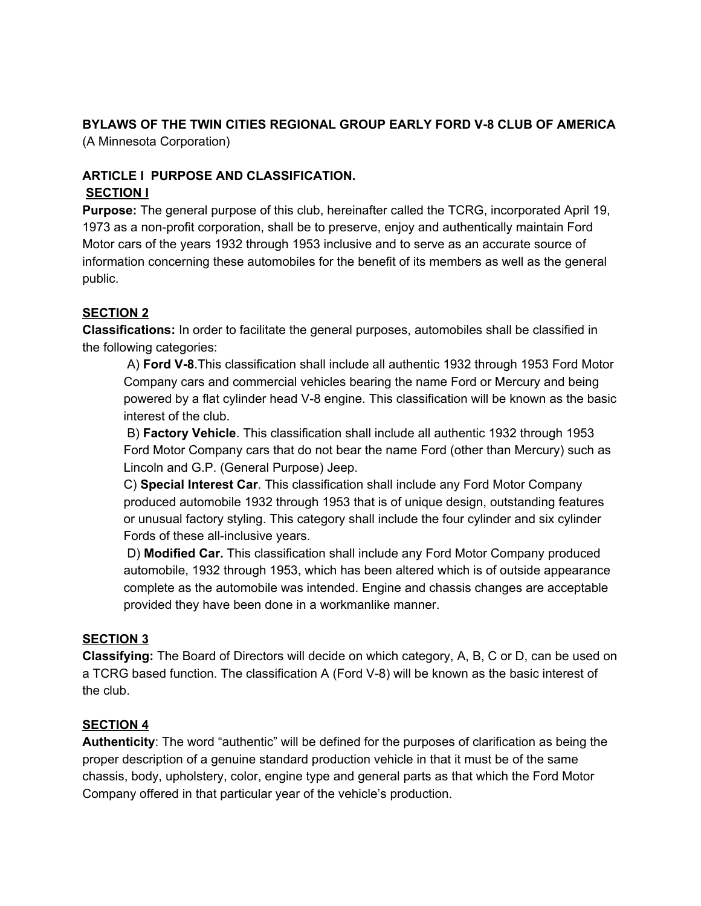**BYLAWS OF THE TWIN CITIES REGIONAL GROUP EARLY FORD V-8 CLUB OF AMERICA**
(A Minnesota Corporation)

**ARTICLE I PURPOSE AND CLASSIFICATION.**

**SECTION I**

**Purpose:** The general purpose of this club, hereinafter called the TCRG, incorporated April 19, 1973 as a non-profit corporation, shall be to preserve, enjoy and authentically maintain Ford Motor cars of the years 1932 through 1953 inclusive and to serve as an accurate source of information concerning these automobiles for the benefit of its members as well as the general public.

**SECTION 2**

**Classifications:** In order to facilitate the general purposes, automobiles shall be classified in the following categories:

A) **Ford V-8**.This classification shall include all authentic 1932 through 1953 Ford Motor Company cars and commercial vehicles bearing the name Ford or Mercury and being powered by a flat cylinder head V-8 engine. This classification will be known as the basic interest of the club.

B) **Factory Vehicle**. This classification shall include all authentic 1932 through 1953 Ford Motor Company cars that do not bear the name Ford (other than Mercury) such as Lincoln and G.P. (General Purpose) Jeep.

C) **Special Interest Car**. This classification shall include any Ford Motor Company produced automobile 1932 through 1953 that is of unique design, outstanding features or unusual factory styling. This category shall include the four cylinder and six cylinder Fords of these all-inclusive years.

D) **Modified Car.** This classification shall include any Ford Motor Company produced automobile, 1932 through 1953, which has been altered which is of outside appearance complete as the automobile was intended. Engine and chassis changes are acceptable provided they have been done in a workmanlike manner.

**SECTION 3**

**Classifying:** The Board of Directors will decide on which category, A, B, C or D, can be used on a TCRG based function. The classification A (Ford V-8) will be known as the basic interest of the club.

**SECTION 4**

**Authenticity**: The word "authentic" will be defined for the purposes of clarification as being the proper description of a genuine standard production vehicle in that it must be of the same chassis, body, upholstery, color, engine type and general parts as that which the Ford Motor Company offered in that particular year of the vehicle's production.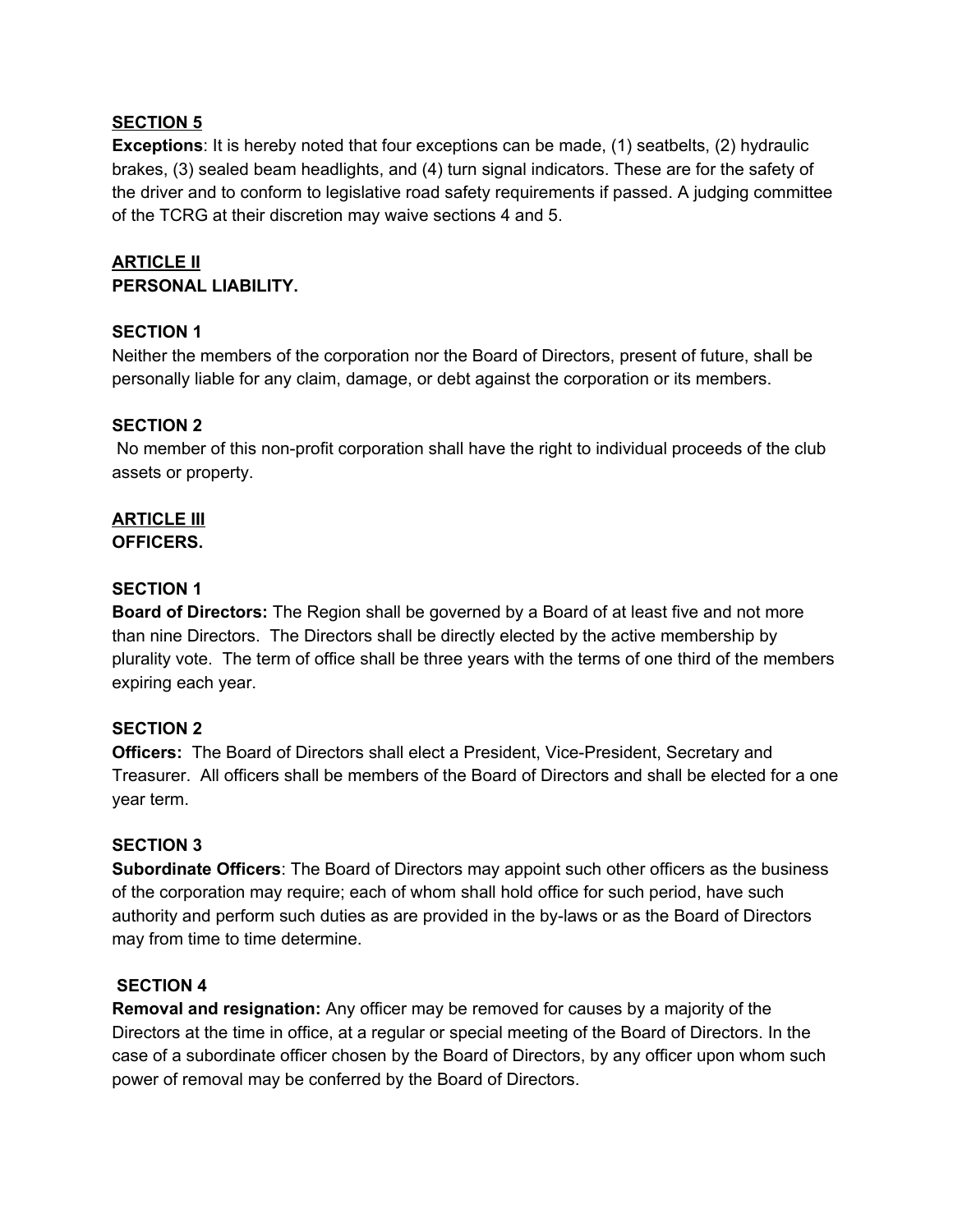**SECTION 5**

**Exceptions**: It is hereby noted that four exceptions can be made, (1) seatbelts, (2) hydraulic brakes, (3) sealed beam headlights, and (4) turn signal indicators. These are for the safety of the driver and to conform to legislative road safety requirements if passed. A judging committee of the TCRG at their discretion may waive sections 4 and 5.

**ARTICLE II**
**PERSONAL LIABILITY.**

**SECTION 1**

Neither the members of the corporation nor the Board of Directors, present of future, shall be personally liable for any claim, damage, or debt against the corporation or its members.

**SECTION 2**

No member of this non-profit corporation shall have the right to individual proceeds of the club assets or property.

**ARTICLE III**
**OFFICERS.**

**SECTION 1**

**Board of Directors:** The Region shall be governed by a Board of at least five and not more than nine Directors. The Directors shall be directly elected by the active membership by plurality vote. The term of office shall be three years with the terms of one third of the members expiring each year.

**SECTION 2**

**Officers:** The Board of Directors shall elect a President, Vice-President, Secretary and Treasurer. All officers shall be members of the Board of Directors and shall be elected for a one year term.

**SECTION 3**

**Subordinate Officers**: The Board of Directors may appoint such other officers as the business of the corporation may require; each of whom shall hold office for such period, have such authority and perform such duties as are provided in the by-laws or as the Board of Directors may from time to time determine.

**SECTION 4**

**Removal and resignation:** Any officer may be removed for causes by a majority of the Directors at the time in office, at a regular or special meeting of the Board of Directors. In the case of a subordinate officer chosen by the Board of Directors, by any officer upon whom such power of removal may be conferred by the Board of Directors.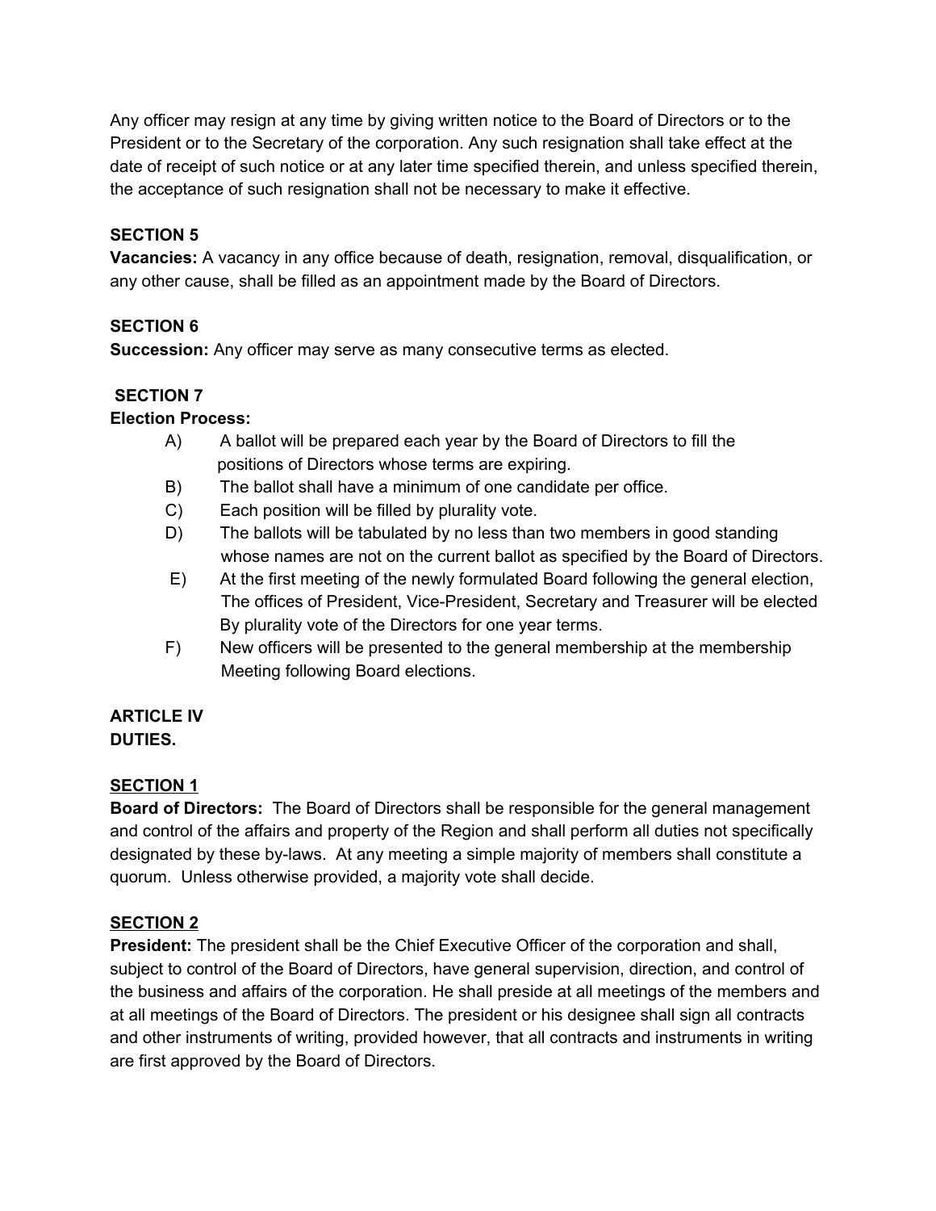Any officer may resign at any time by giving written notice to the Board of Directors or to the President or to the Secretary of the corporation. Any such resignation shall take effect at the date of receipt of such notice or at any later time specified therein, and unless specified therein, the acceptance of such resignation shall not be necessary to make it effective.

**SECTION 5**

**Vacancies:** A vacancy in any office because of death, resignation, removal, disqualification, or any other cause, shall be filled as an appointment made by the Board of Directors.

**SECTION 6**

**Succession:** Any officer may serve as many consecutive terms as elected.

**SECTION 7**

**Election Process:**

- A) A ballot will be prepared each year by the Board of Directors to fill the positions of Directors whose terms are expiring.
- B) The ballot shall have a minimum of one candidate per office.
- C) Each position will be filled by plurality vote.
- D) The ballots will be tabulated by no less than two members in good standing whose names are not on the current ballot as specified by the Board of Directors.
- E) At the first meeting of the newly formulated Board following the general election, The offices of President, Vice-President, Secretary and Treasurer will be elected By plurality vote of the Directors for one year terms.
- F) New officers will be presented to the general membership at the membership Meeting following Board elections.

**ARTICLE IV**
**DUTIES.**

**SECTION 1**

**Board of Directors:** The Board of Directors shall be responsible for the general management and control of the affairs and property of the Region and shall perform all duties not specifically designated by these by-laws. At any meeting a simple majority of members shall constitute a quorum. Unless otherwise provided, a majority vote shall decide.

**SECTION 2**

**President:** The president shall be the Chief Executive Officer of the corporation and shall, subject to control of the Board of Directors, have general supervision, direction, and control of the business and affairs of the corporation. He shall preside at all meetings of the members and at all meetings of the Board of Directors. The president or his designee shall sign all contracts and other instruments of writing, provided however, that all contracts and instruments in writing are first approved by the Board of Directors.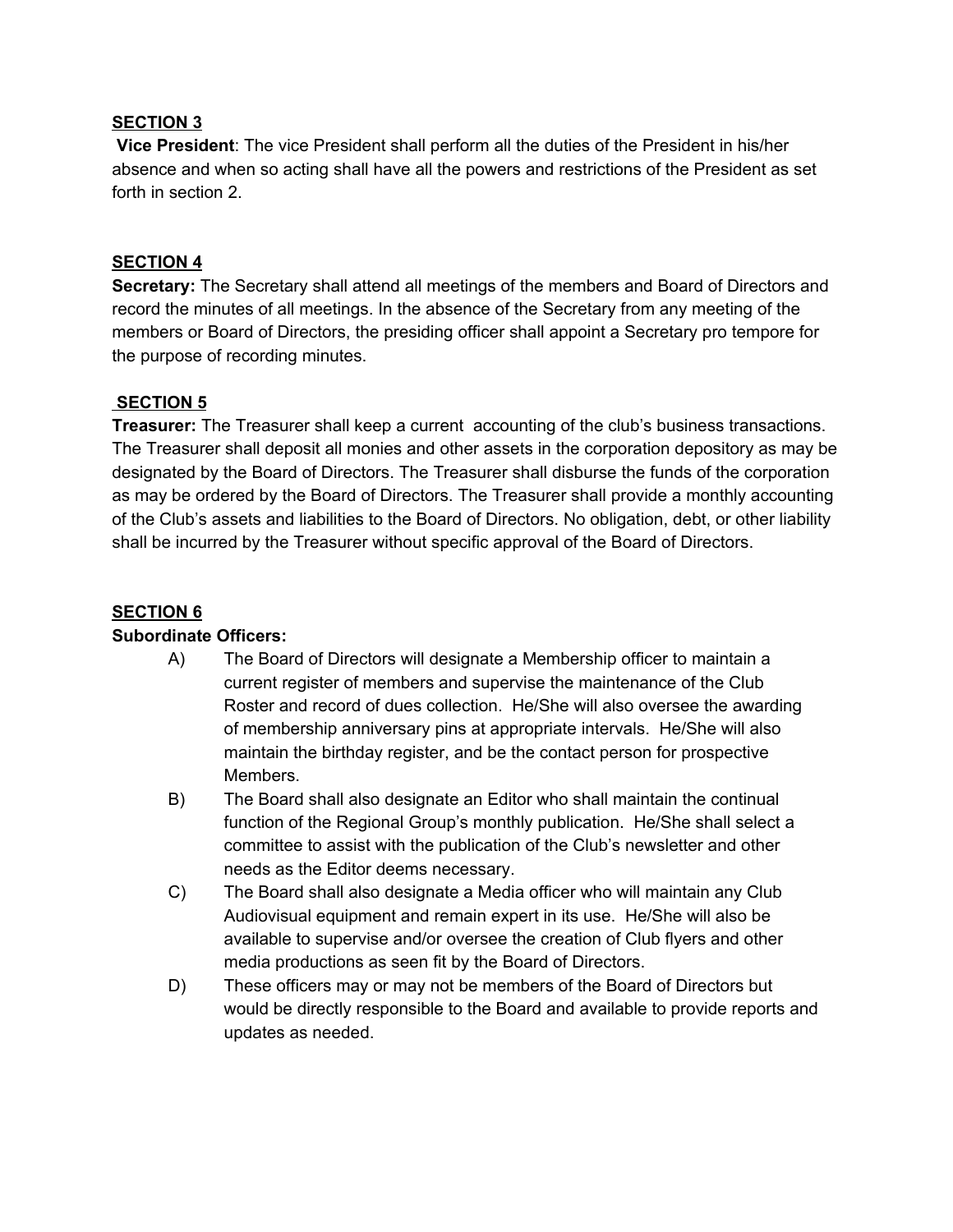## SECTION 3

**Vice President**: The vice President shall perform all the duties of the President in his/her absence and when so acting shall have all the powers and restrictions of the President as set forth in section 2.

## SECTION 4

**Secretary:** The Secretary shall attend all meetings of the members and Board of Directors and record the minutes of all meetings. In the absence of the Secretary from any meeting of the members or Board of Directors, the presiding officer shall appoint a Secretary pro tempore for the purpose of recording minutes.

## SECTION 5

**Treasurer:** The Treasurer shall keep a current accounting of the club's business transactions. The Treasurer shall deposit all monies and other assets in the corporation depository as may be designated by the Board of Directors. The Treasurer shall disburse the funds of the corporation as may be ordered by the Board of Directors. The Treasurer shall provide a monthly accounting of the Club's assets and liabilities to the Board of Directors. No obligation, debt, or other liability shall be incurred by the Treasurer without specific approval of the Board of Directors.

## SECTION 6

**Subordinate Officers:**

A) The Board of Directors will designate a Membership officer to maintain a current register of members and supervise the maintenance of the Club Roster and record of dues collection. He/She will also oversee the awarding of membership anniversary pins at appropriate intervals. He/She will also maintain the birthday register, and be the contact person for prospective Members.

B) The Board shall also designate an Editor who shall maintain the continual function of the Regional Group's monthly publication. He/She shall select a committee to assist with the publication of the Club's newsletter and other needs as the Editor deems necessary.

C) The Board shall also designate a Media officer who will maintain any Club Audiovisual equipment and remain expert in its use. He/She will also be available to supervise and/or oversee the creation of Club flyers and other media productions as seen fit by the Board of Directors.

D) These officers may or may not be members of the Board of Directors but would be directly responsible to the Board and available to provide reports and updates as needed.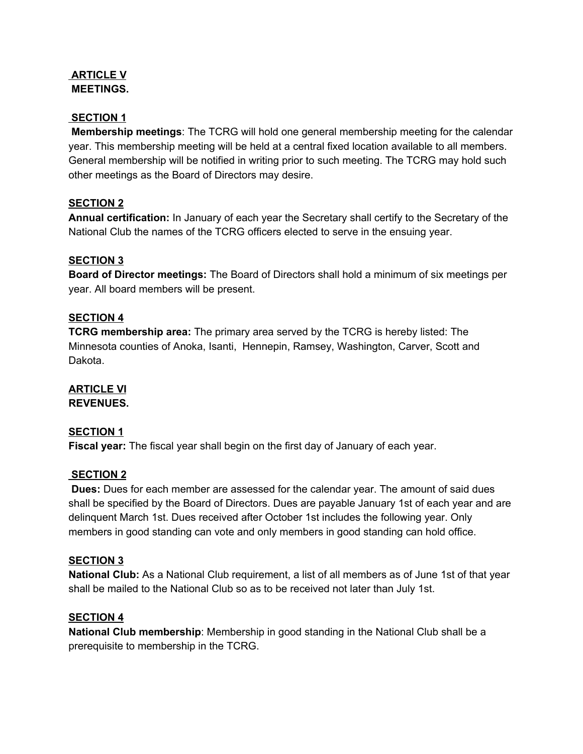## ARTICLE V
## MEETINGS.

### SECTION 1

**Membership meetings**: The TCRG will hold one general membership meeting for the calendar year. This membership meeting will be held at a central fixed location available to all members. General membership will be notified in writing prior to such meeting. The TCRG may hold such other meetings as the Board of Directors may desire.

### SECTION 2

**Annual certification:** In January of each year the Secretary shall certify to the Secretary of the National Club the names of the TCRG officers elected to serve in the ensuing year.

### SECTION 3

**Board of Director meetings:** The Board of Directors shall hold a minimum of six meetings per year. All board members will be present.

### SECTION 4

**TCRG membership area:** The primary area served by the TCRG is hereby listed: The Minnesota counties of Anoka, Isanti, Hennepin, Ramsey, Washington, Carver, Scott and Dakota.

## ARTICLE VI
## REVENUES.

### SECTION 1

**Fiscal year:** The fiscal year shall begin on the first day of January of each year.

### SECTION 2

**Dues:** Dues for each member are assessed for the calendar year. The amount of said dues shall be specified by the Board of Directors. Dues are payable January 1st of each year and are delinquent March 1st. Dues received after October 1st includes the following year. Only members in good standing can vote and only members in good standing can hold office.

### SECTION 3

**National Club:** As a National Club requirement, a list of all members as of June 1st of that year shall be mailed to the National Club so as to be received not later than July 1st.

### SECTION 4

**National Club membership**: Membership in good standing in the National Club shall be a prerequisite to membership in the TCRG.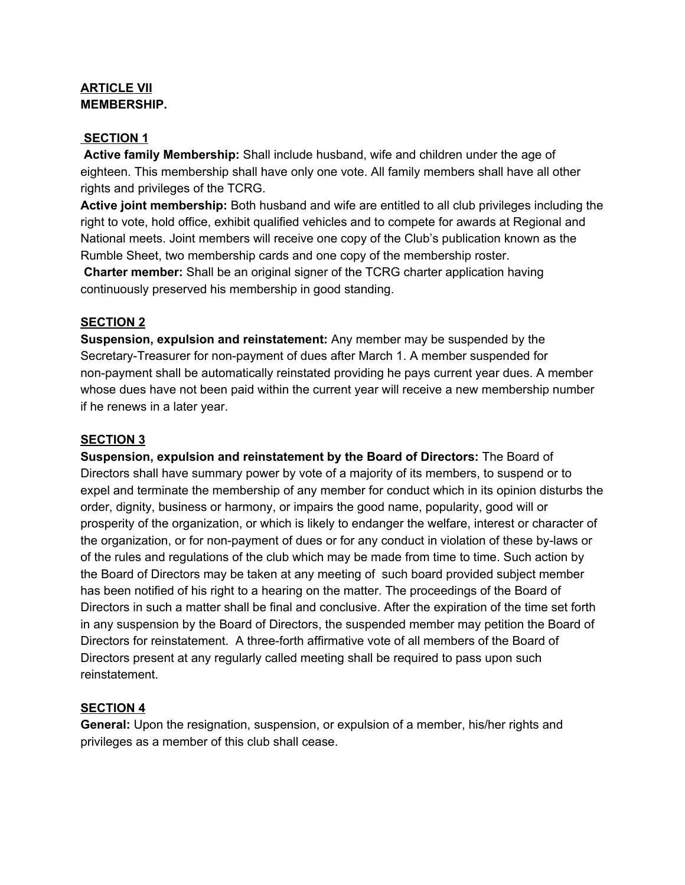**ARTICLE VII**
**MEMBERSHIP.**

**SECTION 1**

**Active family Membership:** Shall include husband, wife and children under the age of eighteen. This membership shall have only one vote. All family members shall have all other rights and privileges of the TCRG.

**Active joint membership:** Both husband and wife are entitled to all club privileges including the right to vote, hold office, exhibit qualified vehicles and to compete for awards at Regional and National meets. Joint members will receive one copy of the Club's publication known as the Rumble Sheet, two membership cards and one copy of the membership roster.

**Charter member:** Shall be an original signer of the TCRG charter application having continuously preserved his membership in good standing.

**SECTION 2**

**Suspension, expulsion and reinstatement:** Any member may be suspended by the Secretary-Treasurer for non-payment of dues after March 1. A member suspended for non-payment shall be automatically reinstated providing he pays current year dues. A member whose dues have not been paid within the current year will receive a new membership number if he renews in a later year.

**SECTION 3**

**Suspension, expulsion and reinstatement by the Board of Directors:** The Board of Directors shall have summary power by vote of a majority of its members, to suspend or to expel and terminate the membership of any member for conduct which in its opinion disturbs the order, dignity, business or harmony, or impairs the good name, popularity, good will or prosperity of the organization, or which is likely to endanger the welfare, interest or character of the organization, or for non-payment of dues or for any conduct in violation of these by-laws or of the rules and regulations of the club which may be made from time to time. Such action by the Board of Directors may be taken at any meeting of such board provided subject member has been notified of his right to a hearing on the matter. The proceedings of the Board of Directors in such a matter shall be final and conclusive. After the expiration of the time set forth in any suspension by the Board of Directors, the suspended member may petition the Board of Directors for reinstatement. A three-forth affirmative vote of all members of the Board of Directors present at any regularly called meeting shall be required to pass upon such reinstatement.

**SECTION 4**

**General:** Upon the resignation, suspension, or expulsion of a member, his/her rights and privileges as a member of this club shall cease.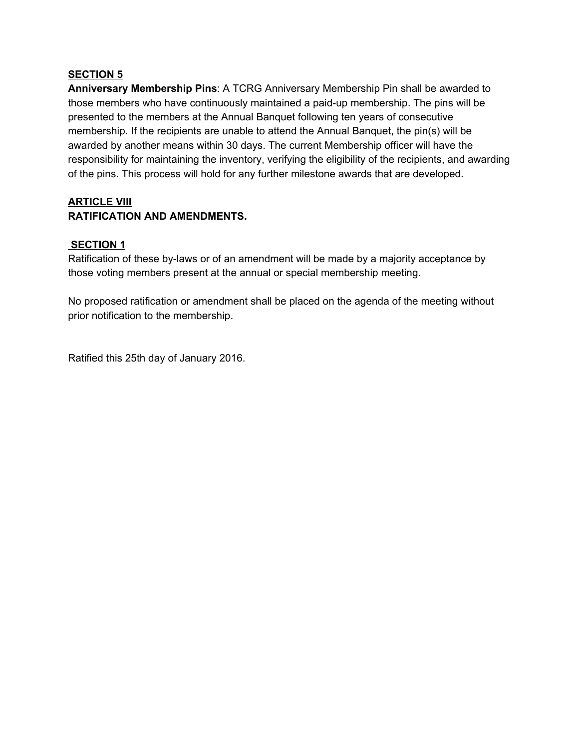**SECTION 5**

**Anniversary Membership Pins**: A TCRG Anniversary Membership Pin shall be awarded to those members who have continuously maintained a paid-up membership. The pins will be presented to the members at the Annual Banquet following ten years of consecutive membership. If the recipients are unable to attend the Annual Banquet, the pin(s) will be awarded by another means within 30 days. The current Membership officer will have the responsibility for maintaining the inventory, verifying the eligibility of the recipients, and awarding of the pins. This process will hold for any further milestone awards that are developed.

## ARTICLE VIII

## RATIFICATION AND AMENDMENTS.

**SECTION 1**

Ratification of these by-laws or of an amendment will be made by a majority acceptance by those voting members present at the annual or special membership meeting.

No proposed ratification or amendment shall be placed on the agenda of the meeting without prior notification to the membership.

Ratified this 25th day of January 2016.